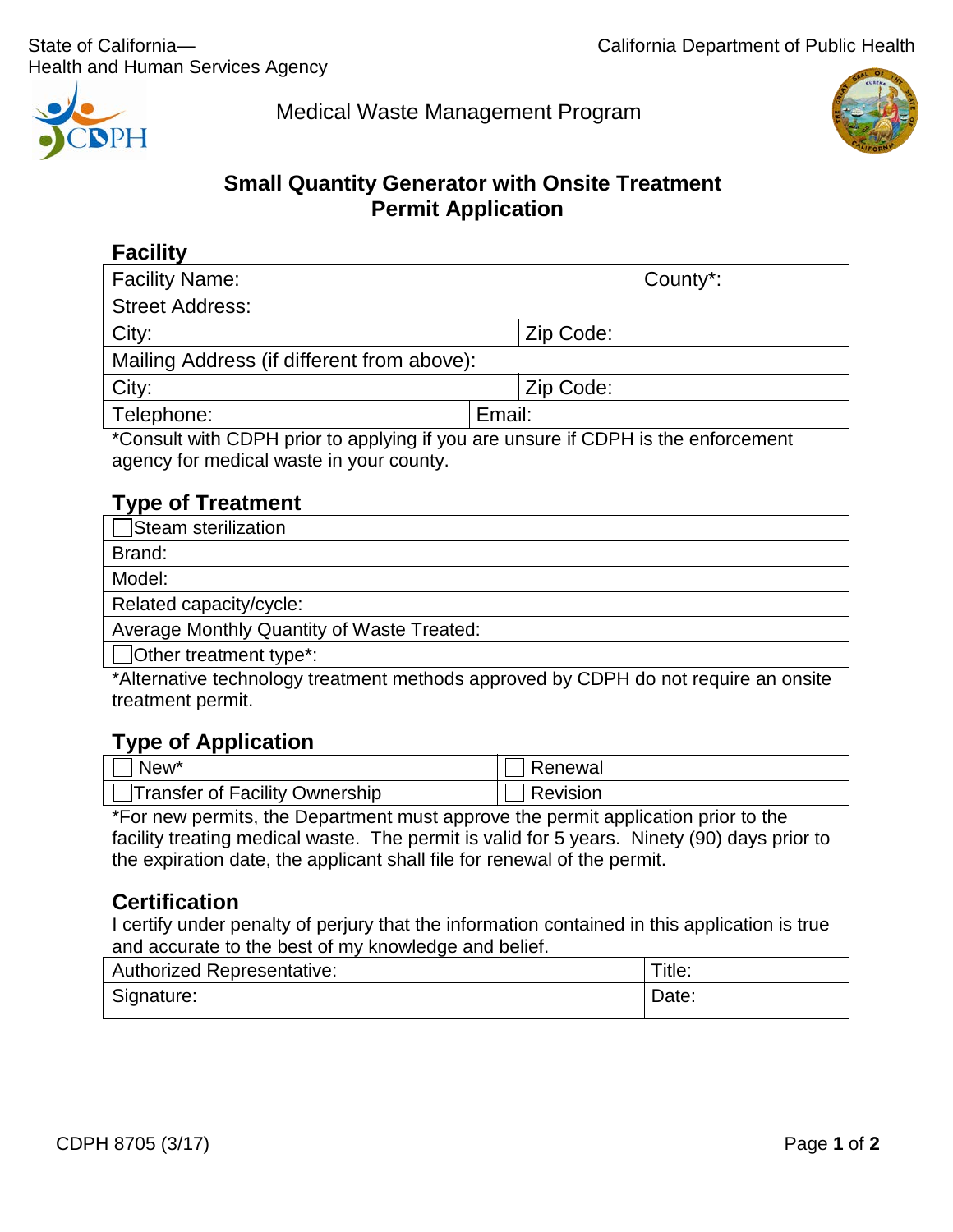State of California—
Health and Human Services Agency

California Department of Public Health

Medical Waste Management Program

# Small Quantity Generator with Onsite Treatment Permit Application

## Facility

| Facility Name: | | County*: |
|---|---|---|
| Street Address: | | |
| City: | Zip Code: | |
| Mailing Address (if different from above): | | |
| City: | Zip Code: | |
| Telephone: | Email: | |

*Consult with CDPH prior to applying if you are unsure if CDPH is the enforcement agency for medical waste in your county.

## Type of Treatment

| ☐ Steam sterilization |
|---|
| Brand: |
| Model: |
| Related capacity/cycle: |
| Average Monthly Quantity of Waste Treated: |
| ☐ Other treatment type*: |

*Alternative technology treatment methods approved by CDPH do not require an onsite treatment permit.

## Type of Application

| ☐ New* | ☐ Renewal |
|---|---|
| ☐ Transfer of Facility Ownership | ☐ Revision |

*For new permits, the Department must approve the permit application prior to the facility treating medical waste. The permit is valid for 5 years. Ninety (90) days prior to the expiration date, the applicant shall file for renewal of the permit.

## Certification

I certify under penalty of perjury that the information contained in this application is true and accurate to the best of my knowledge and belief.

| Authorized Representative: | Title: |
|---|---|
| Signature: | Date: |

CDPH 8705 (3/17)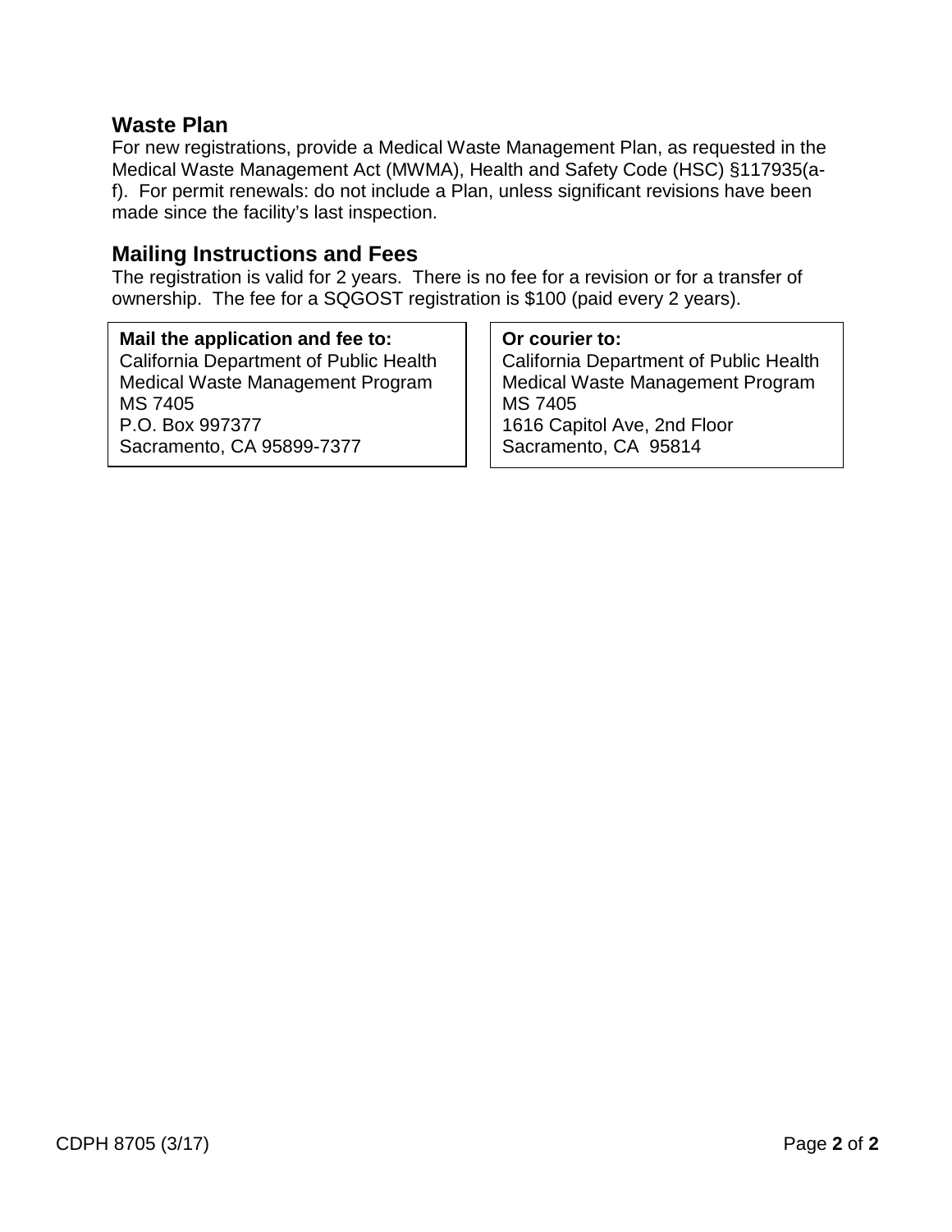## Waste Plan

For new registrations, provide a Medical Waste Management Plan, as requested in the Medical Waste Management Act (MWMA), Health and Safety Code (HSC) §117935(a-f). For permit renewals: do not include a Plan, unless significant revisions have been made since the facility's last inspection.

## Mailing Instructions and Fees

The registration is valid for 2 years. There is no fee for a revision or for a transfer of ownership. The fee for a SQGOST registration is $100 (paid every 2 years).

**Mail the application and fee to:**
California Department of Public Health
Medical Waste Management Program
MS 7405
P.O. Box 997377
Sacramento, CA 95899-7377

**Or courier to:**
California Department of Public Health
Medical Waste Management Program
MS 7405
1616 Capitol Ave, 2nd Floor
Sacramento, CA 95814

CDPH 8705 (3/17)